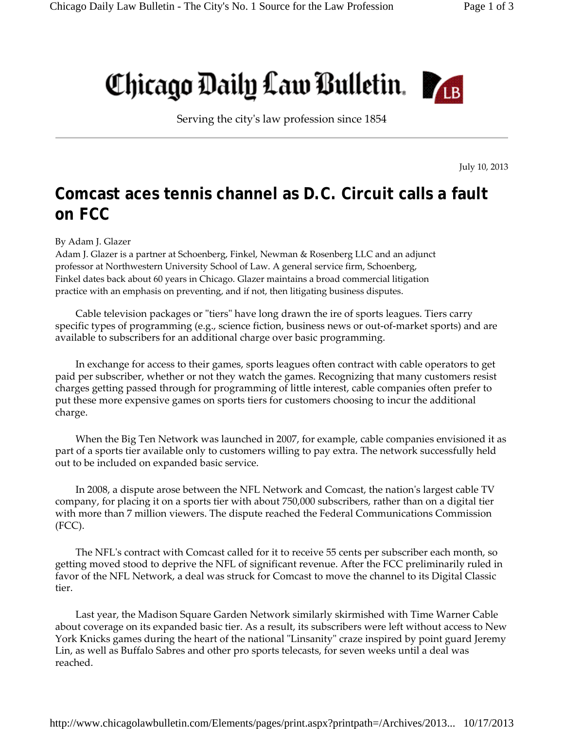# Chicago Daily Law Bulletin

Serving the city's law profession since 1854

July 10, 2013

## Comcast aces tennis channel as D.C. Circuit calls a fault on FCC

By Adam J. Glazer

Adam J. Glazer is a partner at Schoenberg, Finkel, Newman & Rosenberg LLC and an adjunct professor at Northwestern University School of Law. A general service firm, Schoenberg, Finkel dates back about 60 years in Chicago. Glazer maintains a broad commercial litigation practice with an emphasis on preventing, and if not, then litigating business disputes.

Cable television packages or "tiers" have long drawn the ire of sports leagues. Tiers carry specific types of programming (e.g., science fiction, business news or out-of-market sports) and are available to subscribers for an additional charge over basic programming.

In exchange for access to their games, sports leagues often contract with cable operators to get paid per subscriber, whether or not they watch the games. Recognizing that many customers resist charges getting passed through for programming of little interest, cable companies often prefer to put these more expensive games on sports tiers for customers choosing to incur the additional charge.

When the Big Ten Network was launched in 2007, for example, cable companies envisioned it as part of a sports tier available only to customers willing to pay extra. The network successfully held out to be included on expanded basic service.

In 2008, a dispute arose between the NFL Network and Comcast, the nation's largest cable TV company, for placing it on a sports tier with about 750,000 subscribers, rather than on a digital tier with more than 7 million viewers. The dispute reached the Federal Communications Commission (FCC).

The NFL's contract with Comcast called for it to receive 55 cents per subscriber each month, so getting moved stood to deprive the NFL of significant revenue. After the FCC preliminarily ruled in favor of the NFL Network, a deal was struck for Comcast to move the channel to its Digital Classic tier.

Last year, the Madison Square Garden Network similarly skirmished with Time Warner Cable about coverage on its expanded basic tier. As a result, its subscribers were left without access to New York Knicks games during the heart of the national "Linsanity" craze inspired by point guard Jeremy Lin, as well as Buffalo Sabres and other pro sports telecasts, for seven weeks until a deal was reached.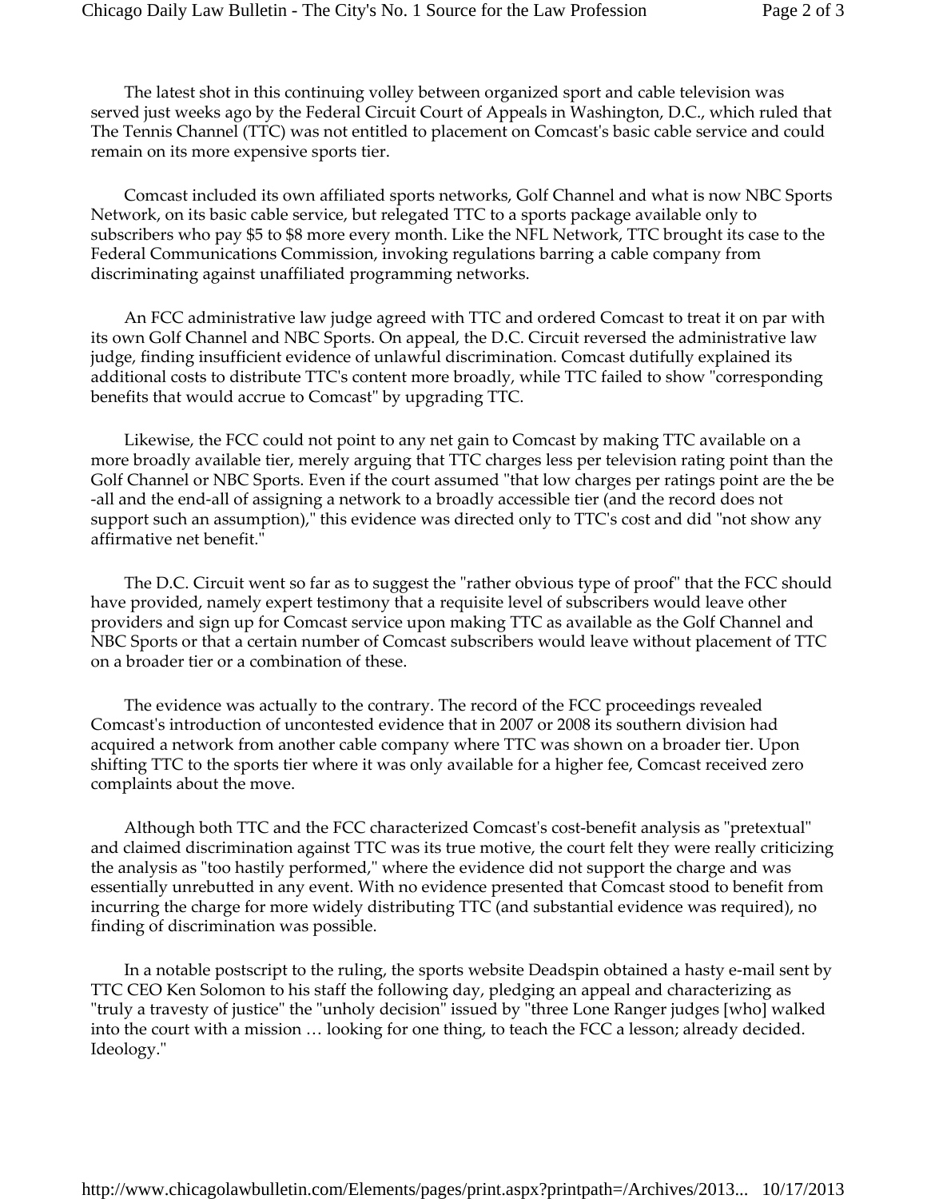The latest shot in this continuing volley between organized sport and cable television was served just weeks ago by the Federal Circuit Court of Appeals in Washington, D.C., which ruled that The Tennis Channel (TTC) was not entitled to placement on Comcast's basic cable service and could remain on its more expensive sports tier.

Comcast included its own affiliated sports networks, Golf Channel and what is now NBC Sports Network, on its basic cable service, but relegated TTC to a sports package available only to subscribers who pay $5 to $8 more every month. Like the NFL Network, TTC brought its case to the Federal Communications Commission, invoking regulations barring a cable company from discriminating against unaffiliated programming networks.

An FCC administrative law judge agreed with TTC and ordered Comcast to treat it on par with its own Golf Channel and NBC Sports. On appeal, the D.C. Circuit reversed the administrative law judge, finding insufficient evidence of unlawful discrimination. Comcast dutifully explained its additional costs to distribute TTC's content more broadly, while TTC failed to show "corresponding benefits that would accrue to Comcast" by upgrading TTC.

Likewise, the FCC could not point to any net gain to Comcast by making TTC available on a more broadly available tier, merely arguing that TTC charges less per television rating point than the Golf Channel or NBC Sports. Even if the court assumed "that low charges per ratings point are the be-all and the end-all of assigning a network to a broadly accessible tier (and the record does not support such an assumption)," this evidence was directed only to TTC's cost and did "not show any affirmative net benefit."

The D.C. Circuit went so far as to suggest the "rather obvious type of proof" that the FCC should have provided, namely expert testimony that a requisite level of subscribers would leave other providers and sign up for Comcast service upon making TTC as available as the Golf Channel and NBC Sports or that a certain number of Comcast subscribers would leave without placement of TTC on a broader tier or a combination of these.

The evidence was actually to the contrary. The record of the FCC proceedings revealed Comcast's introduction of uncontested evidence that in 2007 or 2008 its southern division had acquired a network from another cable company where TTC was shown on a broader tier. Upon shifting TTC to the sports tier where it was only available for a higher fee, Comcast received zero complaints about the move.

Although both TTC and the FCC characterized Comcast's cost-benefit analysis as "pretextual" and claimed discrimination against TTC was its true motive, the court felt they were really criticizing the analysis as "too hastily performed," where the evidence did not support the charge and was essentially unrebutted in any event. With no evidence presented that Comcast stood to benefit from incurring the charge for more widely distributing TTC (and substantial evidence was required), no finding of discrimination was possible.

In a notable postscript to the ruling, the sports website Deadspin obtained a hasty e-mail sent by TTC CEO Ken Solomon to his staff the following day, pledging an appeal and characterizing as "truly a travesty of justice" the "unholy decision" issued by "three Lone Ranger judges [who] walked into the court with a mission … looking for one thing, to teach the FCC a lesson; already decided. Ideology."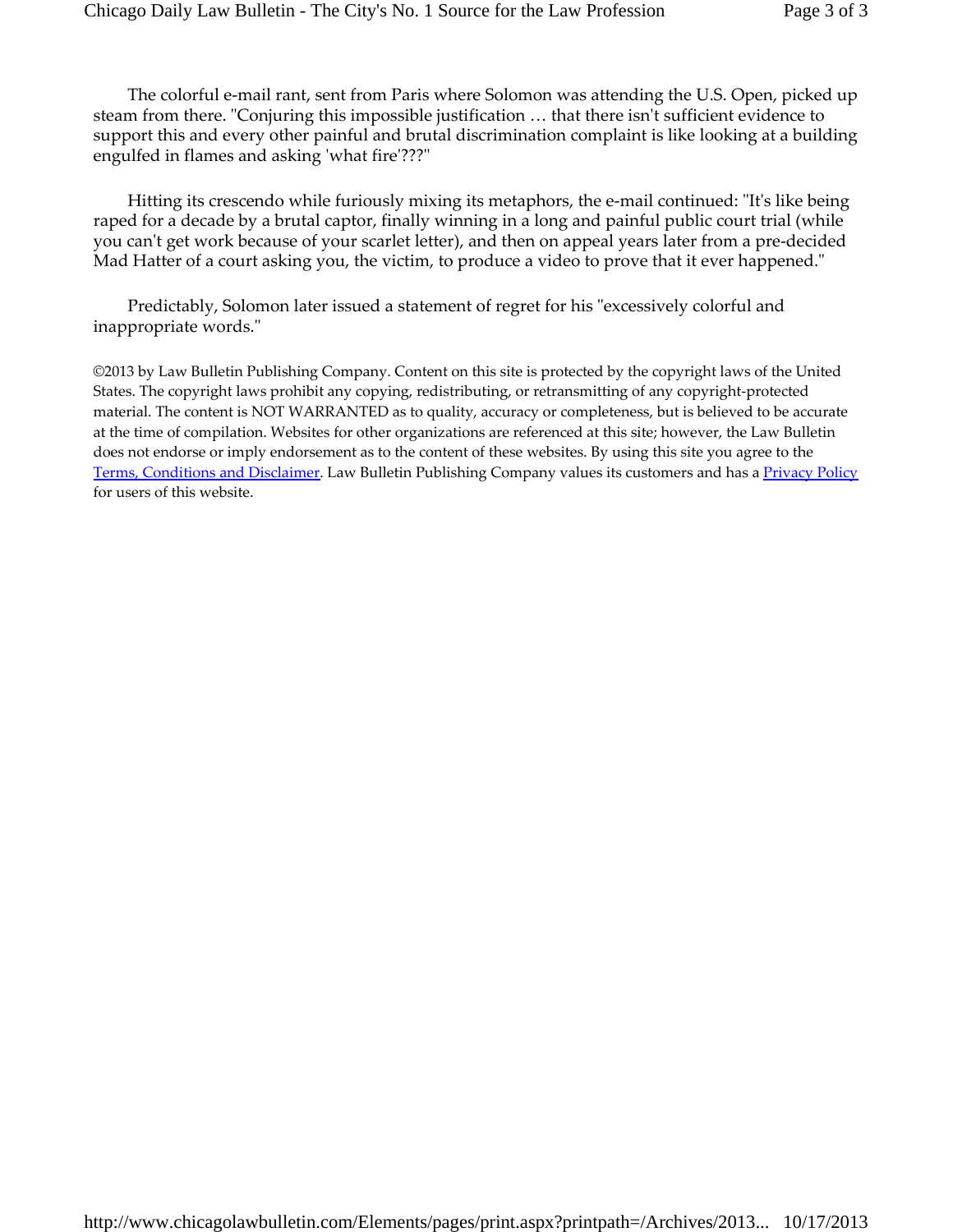The colorful e-mail rant, sent from Paris where Solomon was attending the U.S. Open, picked up steam from there. "Conjuring this impossible justification … that there isn't sufficient evidence to support this and every other painful and brutal discrimination complaint is like looking at a building engulfed in flames and asking 'what fire'???"

Hitting its crescendo while furiously mixing its metaphors, the e-mail continued: "It's like being raped for a decade by a brutal captor, finally winning in a long and painful public court trial (while you can't get work because of your scarlet letter), and then on appeal years later from a pre-decided Mad Hatter of a court asking you, the victim, to produce a video to prove that it ever happened."

Predictably, Solomon later issued a statement of regret for his "excessively colorful and inappropriate words."

©2013 by Law Bulletin Publishing Company. Content on this site is protected by the copyright laws of the United States. The copyright laws prohibit any copying, redistributing, or retransmitting of any copyright-protected material. The content is NOT WARRANTED as to quality, accuracy or completeness, but is believed to be accurate at the time of compilation. Websites for other organizations are referenced at this site; however, the Law Bulletin does not endorse or imply endorsement as to the content of these websites. By using this site you agree to the Terms, Conditions and Disclaimer. Law Bulletin Publishing Company values its customers and has a Privacy Policy for users of this website.